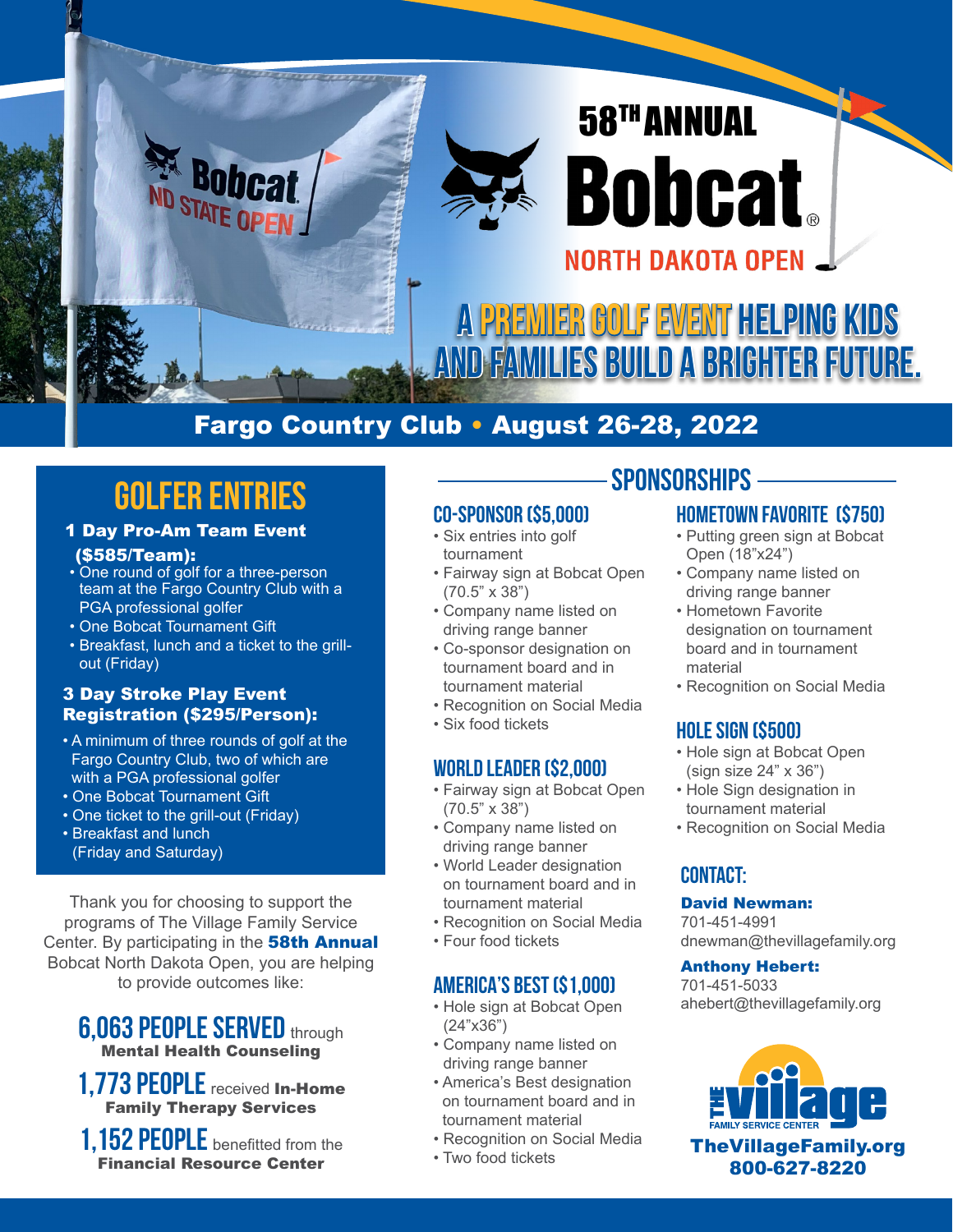# 58TH ANNUAL Bobcat® NORTH DAKOTA OPEN

## A PREMIER GOLF EVENT HELPING KIDS AND FAMILIES BUILD A BRIGHTER FUTURE.

**Fargo Country Club • August 26-28, 2022**

## GOLFER ENTRIES

### 1 Day Pro-Am Team Event ($585/Team):

- One round of golf for a three-person team at the Fargo Country Club with a PGA professional golfer
- One Bobcat Tournament Gift
- Breakfast, lunch and a ticket to the grill-out (Friday)

### 3 Day Stroke Play Event Registration ($295/Person):

- A minimum of three rounds of golf at the Fargo Country Club, two of which are with a PGA professional golfer
- One Bobcat Tournament Gift
- One ticket to the grill-out (Friday)
- Breakfast and lunch (Friday and Saturday)

Thank you for choosing to support the programs of The Village Family Service Center. By participating in the **58th Annual** Bobcat North Dakota Open, you are helping to provide outcomes like:

**6,063 PEOPLE SERVED** through **Mental Health Counseling**

**1,773 PEOPLE** received **In-Home Family Therapy Services**

**1,152 PEOPLE** benefitted from the **Financial Resource Center**

## SPONSORSHIPS

### CO-SPONSOR ($5,000)

- Six entries into golf tournament
- Fairway sign at Bobcat Open (70.5" x 38")
- Company name listed on driving range banner
- Co-sponsor designation on tournament board and in tournament material
- Recognition on Social Media
- Six food tickets

### WORLD LEADER ($2,000)

- Fairway sign at Bobcat Open (70.5" x 38")
- Company name listed on driving range banner
- World Leader designation on tournament board and in tournament material
- Recognition on Social Media
- Four food tickets

### AMERICA'S BEST ($1,000)

- Hole sign at Bobcat Open (24"x36")
- Company name listed on driving range banner
- America's Best designation on tournament board and in tournament material
- Recognition on Social Media
- Two food tickets

### HOMETOWN FAVORITE ($750)

- Putting green sign at Bobcat Open (18"x24")
- Company name listed on driving range banner
- Hometown Favorite designation on tournament board and in tournament material
- Recognition on Social Media

### HOLE SIGN ($500)

- Hole sign at Bobcat Open (sign size 24" x 36")
- Hole Sign designation in tournament material
- Recognition on Social Media

### CONTACT:

**David Newman:**
701-451-4991
dnewman@thevillagefamily.org

**Anthony Hebert:**
701-451-5033
ahebert@thevillagefamily.org

THE village FAMILY SERVICE CENTER

**TheVillageFamily.org**
**800-627-8220**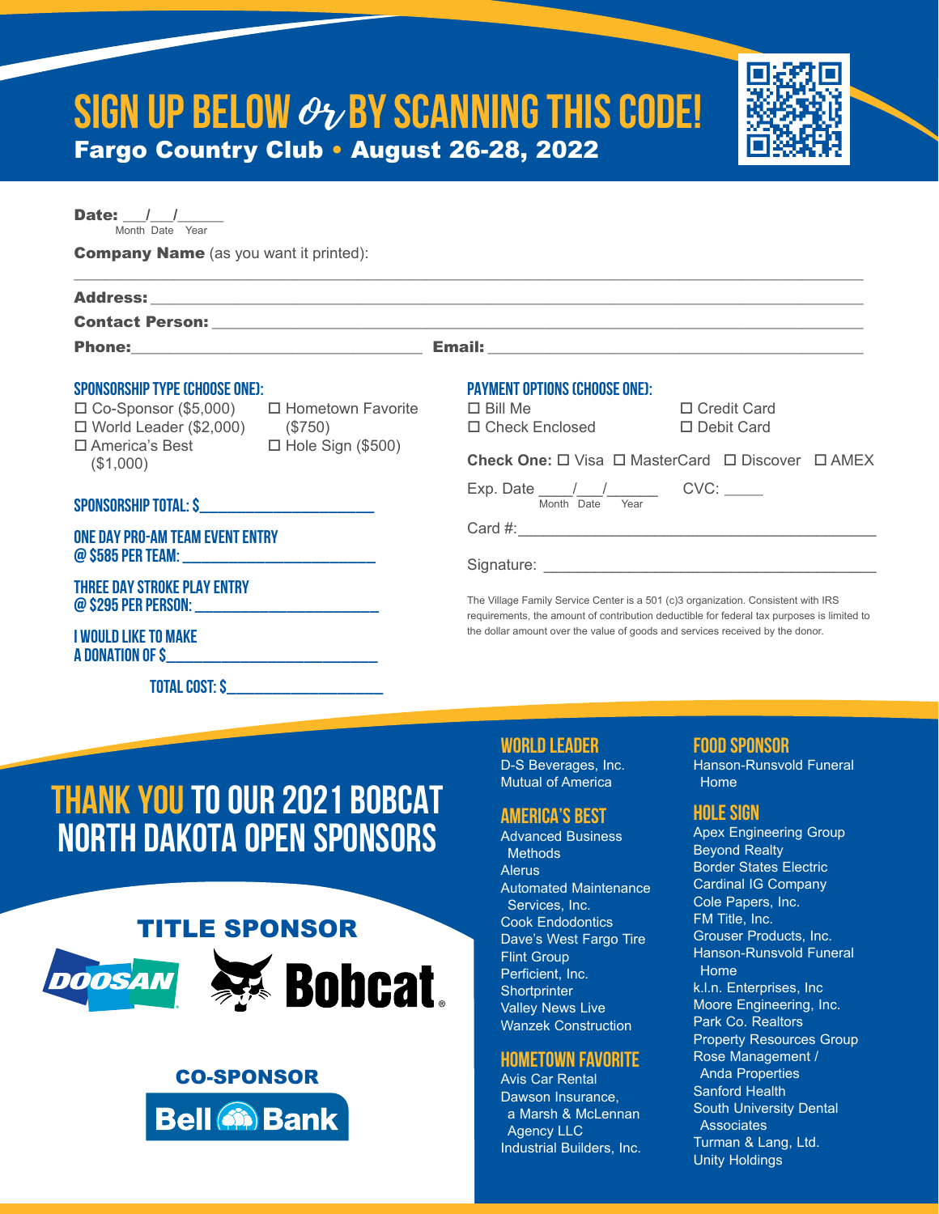# SIGN UP BELOW *or* BY SCANNING THIS CODE!

**Fargo Country Club • August 26-28, 2022**

**Date:** ___/___/_____
Month Date Year

**Company Name** (as you want it printed):

______________________________________________________________________________

**Address:** ______________________________________________________________________

**Contact Person:** ________________________________________________________________

**Phone:** ______________________________ **Email:** ______________________________

### SPONSORSHIP TYPE (CHOOSE ONE):

☐ Co-Sponsor ($5,000)
☐ World Leader ($2,000)
☐ America's Best ($1,000)
☐ Hometown Favorite ($750)
☐ Hole Sign ($500)

**SPONSORSHIP TOTAL: $**____________________

**ONE DAY PRO-AM TEAM EVENT ENTRY @ $585 PER TEAM:** ____________________

**THREE DAY STROKE PLAY ENTRY @ $295 PER PERSON:** ____________________

**I WOULD LIKE TO MAKE A DONATION OF $**____________________

**TOTAL COST: $**____________________

### PAYMENT OPTIONS (CHOOSE ONE):

☐ Bill Me
☐ Check Enclosed
☐ Credit Card
☐ Debit Card

**Check One:** ☐ Visa ☐ MasterCard ☐ Discover ☐ AMEX

Exp. Date ____/___/______ CVC: _____
Month Date Year

Card #: ________________________________________

Signature: ________________________________________

The Village Family Service Center is a 501 (c)3 organization. Consistent with IRS requirements, the amount of contribution deductible for federal tax purposes is limited to the dollar amount over the value of goods and services received by the donor.

## THANK YOU TO OUR 2021 BOBCAT NORTH DAKOTA OPEN SPONSORS

### TITLE SPONSOR

DOOSAN Bobcat

### CO-SPONSOR

Bell Bank

### WORLD LEADER

D-S Beverages, Inc.
Mutual of America

### AMERICA'S BEST

Advanced Business Methods
Alerus
Automated Maintenance Services, Inc.
Cook Endodontics
Dave's West Fargo Tire
Flint Group
Perficient, Inc.
Shortprinter
Valley News Live
Wanzek Construction

### HOMETOWN FAVORITE

Avis Car Rental
Dawson Insurance, a Marsh & McLennan Agency LLC
Industrial Builders, Inc.

### FOOD SPONSOR

Hanson-Runsvold Funeral Home

### HOLE SIGN

Apex Engineering Group
Beyond Realty
Border States Electric
Cardinal IG Company
Cole Papers, Inc.
FM Title, Inc.
Grouser Products, Inc.
Hanson-Runsvold Funeral Home
k.l.n. Enterprises, Inc
Moore Engineering, Inc.
Park Co. Realtors
Property Resources Group
Rose Management / Anda Properties
Sanford Health
South University Dental Associates
Turman & Lang, Ltd.
Unity Holdings